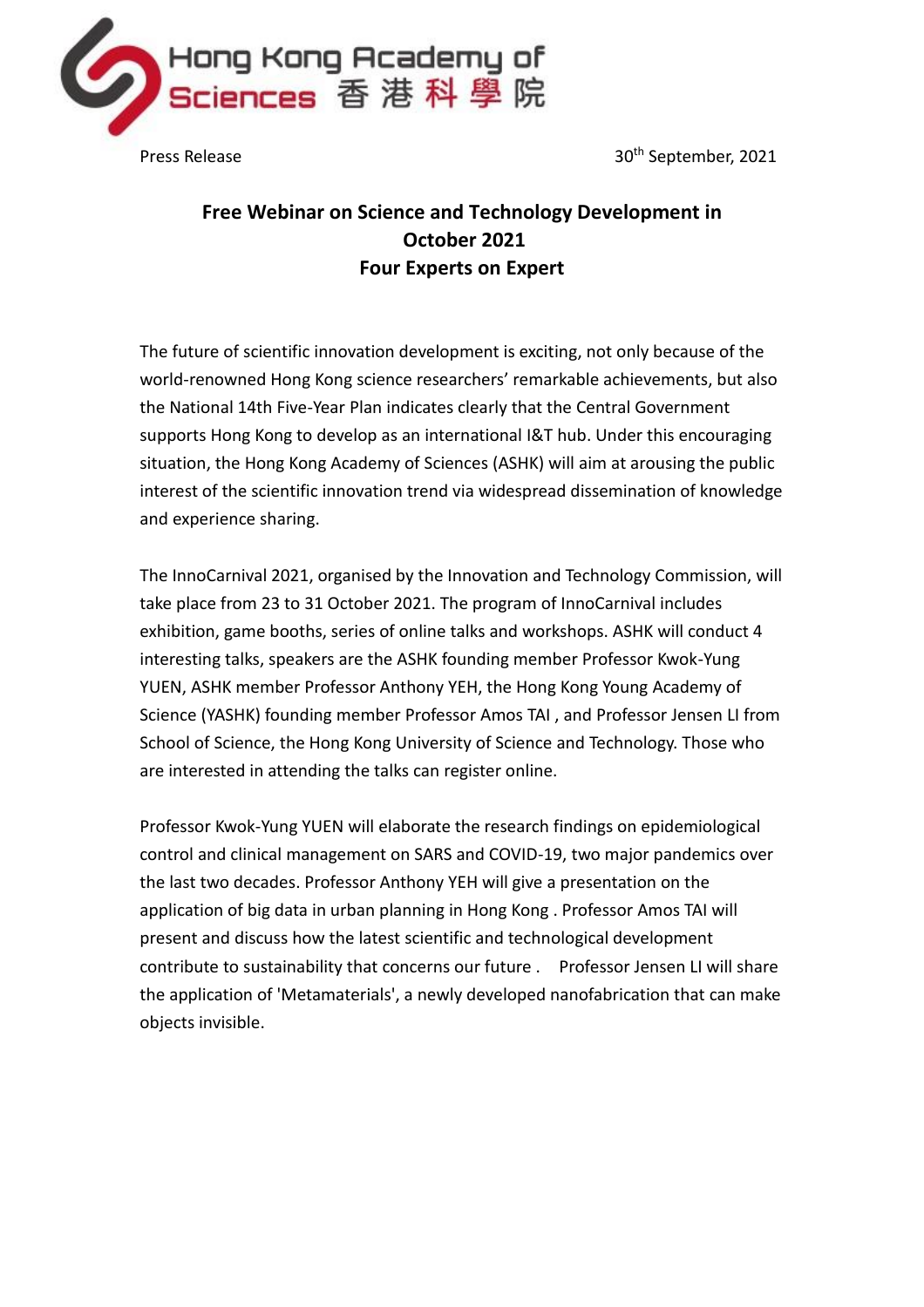Hong Kong Academy of Sciences 香港科學院

Press Release

30th September, 2021

# Free Webinar on Science and Technology Development in October 2021
## Four Experts on Expert

The future of scientific innovation development is exciting, not only because of the world-renowned Hong Kong science researchers' remarkable achievements, but also the National 14th Five-Year Plan indicates clearly that the Central Government supports Hong Kong to develop as an international I&T hub. Under this encouraging situation, the Hong Kong Academy of Sciences (ASHK) will aim at arousing the public interest of the scientific innovation trend via widespread dissemination of knowledge and experience sharing.

The InnoCarnival 2021, organised by the Innovation and Technology Commission, will take place from 23 to 31 October 2021. The program of InnoCarnival includes exhibition, game booths, series of online talks and workshops. ASHK will conduct 4 interesting talks, speakers are the ASHK founding member Professor Kwok-Yung YUEN, ASHK member Professor Anthony YEH, the Hong Kong Young Academy of Science (YASHK) founding member Professor Amos TAI , and Professor Jensen LI from School of Science, the Hong Kong University of Science and Technology. Those who are interested in attending the talks can register online.

Professor Kwok-Yung YUEN will elaborate the research findings on epidemiological control and clinical management on SARS and COVID-19, two major pandemics over the last two decades. Professor Anthony YEH will give a presentation on the application of big data in urban planning in Hong Kong . Professor Amos TAI will present and discuss how the latest scientific and technological development contribute to sustainability that concerns our future . Professor Jensen LI will share the application of 'Metamaterials', a newly developed nanofabrication that can make objects invisible.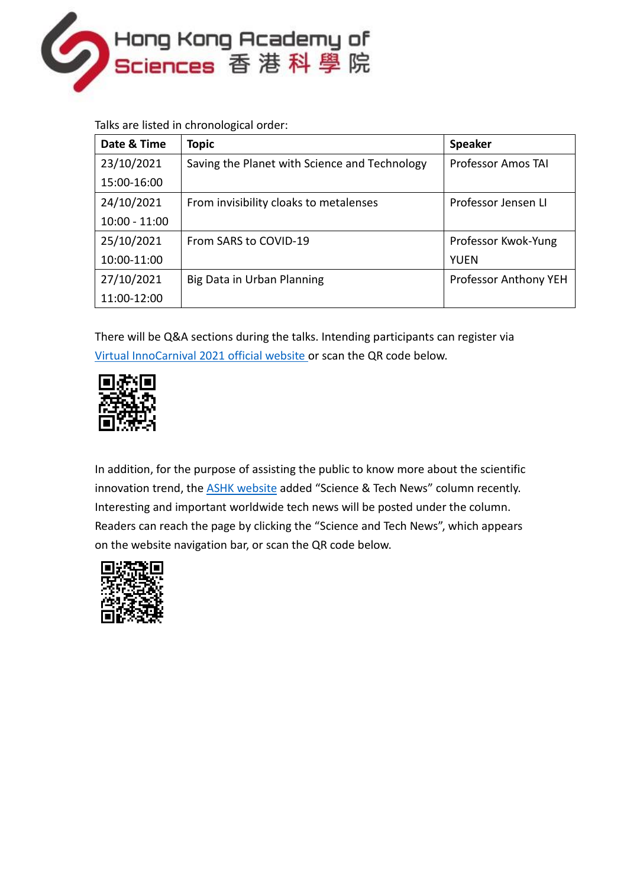Talks are listed in chronological order:

| Date & Time | Topic | Speaker |
|---|---|---|
| 23/10/2021 15:00-16:00 | Saving the Planet with Science and Technology | Professor Amos TAI |
| 24/10/2021 10:00 - 11:00 | From invisibility cloaks to metalenses | Professor Jensen LI |
| 25/10/2021 10:00-11:00 | From SARS to COVID-19 | Professor Kwok-Yung YUEN |
| 27/10/2021 11:00-12:00 | Big Data in Urban Planning | Professor Anthony YEH |

There will be Q&A sections during the talks. Intending participants can register via Virtual InnoCarnival 2021 official website or scan the QR code below.

In addition, for the purpose of assisting the public to know more about the scientific innovation trend, the ASHK website added "Science & Tech News" column recently. Interesting and important worldwide tech news will be posted under the column. Readers can reach the page by clicking the "Science and Tech News", which appears on the website navigation bar, or scan the QR code below.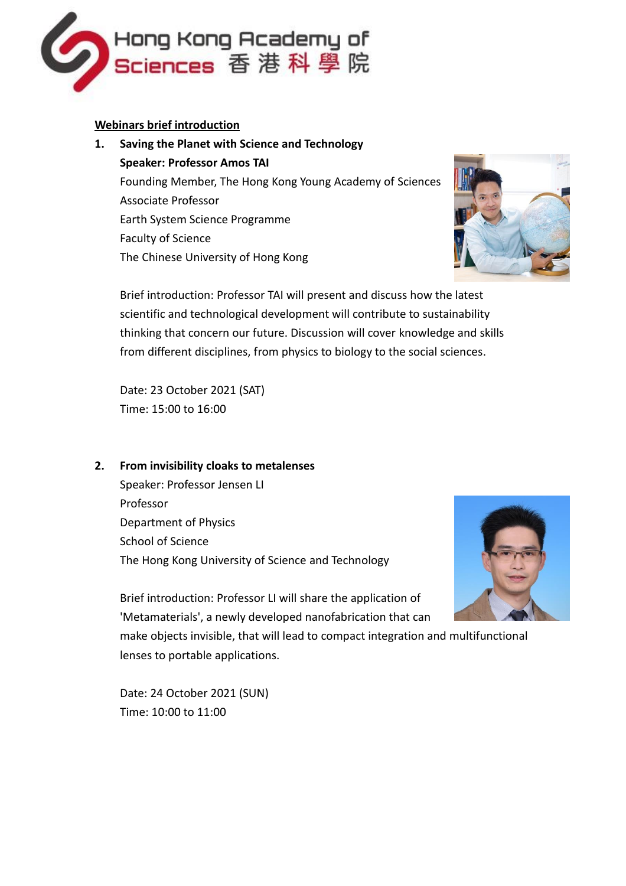Hong Kong Academy of Sciences 香港科學院

**Webinars brief introduction**

1. **Saving the Planet with Science and Technology**
   **Speaker: Professor Amos TAI**
   Founding Member, The Hong Kong Young Academy of Sciences
   Associate Professor
   Earth System Science Programme
   Faculty of Science
   The Chinese University of Hong Kong

   Brief introduction: Professor TAI will present and discuss how the latest scientific and technological development will contribute to sustainability thinking that concern our future. Discussion will cover knowledge and skills from different disciplines, from physics to biology to the social sciences.

   Date: 23 October 2021 (SAT)
   Time: 15:00 to 16:00

2. **From invisibility cloaks to metalenses**
   Speaker: Professor Jensen LI
   Professor
   Department of Physics
   School of Science
   The Hong Kong University of Science and Technology

   Brief introduction: Professor LI will share the application of 'Metamaterials', a newly developed nanofabrication that can make objects invisible, that will lead to compact integration and multifunctional lenses to portable applications.

   Date: 24 October 2021 (SUN)
   Time: 10:00 to 11:00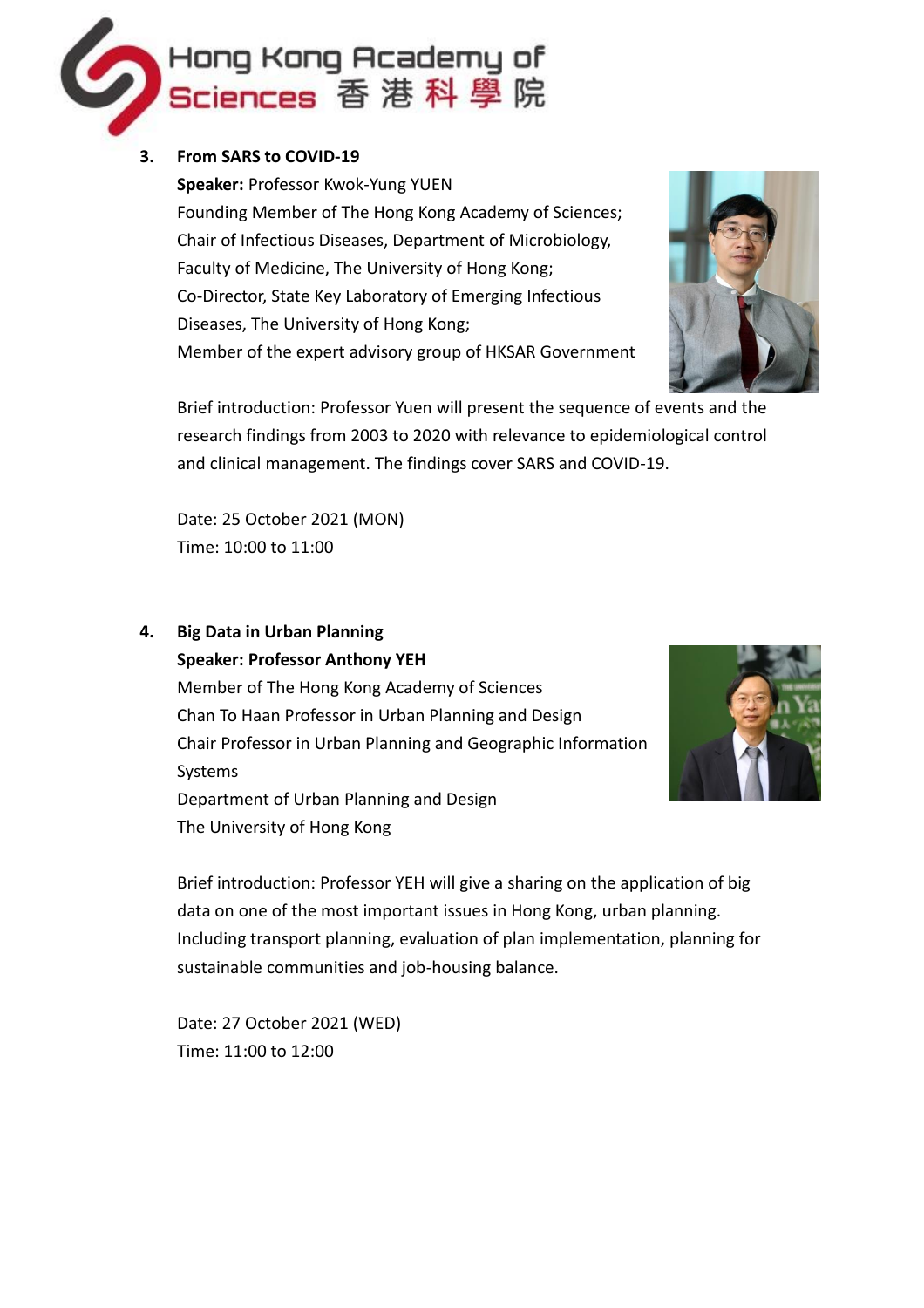### 3. From SARS to COVID-19

**Speaker:** Professor Kwok-Yung YUEN
Founding Member of The Hong Kong Academy of Sciences;
Chair of Infectious Diseases, Department of Microbiology, Faculty of Medicine, The University of Hong Kong;
Co-Director, State Key Laboratory of Emerging Infectious Diseases, The University of Hong Kong;
Member of the expert advisory group of HKSAR Government

Brief introduction: Professor Yuen will present the sequence of events and the research findings from 2003 to 2020 with relevance to epidemiological control and clinical management. The findings cover SARS and COVID-19.

Date: 25 October 2021 (MON)
Time: 10:00 to 11:00

### 4. Big Data in Urban Planning

**Speaker: Professor Anthony YEH**
Member of The Hong Kong Academy of Sciences
Chan To Haan Professor in Urban Planning and Design
Chair Professor in Urban Planning and Geographic Information Systems
Department of Urban Planning and Design
The University of Hong Kong

Brief introduction: Professor YEH will give a sharing on the application of big data on one of the most important issues in Hong Kong, urban planning. Including transport planning, evaluation of plan implementation, planning for sustainable communities and job-housing balance.

Date: 27 October 2021 (WED)
Time: 11:00 to 12:00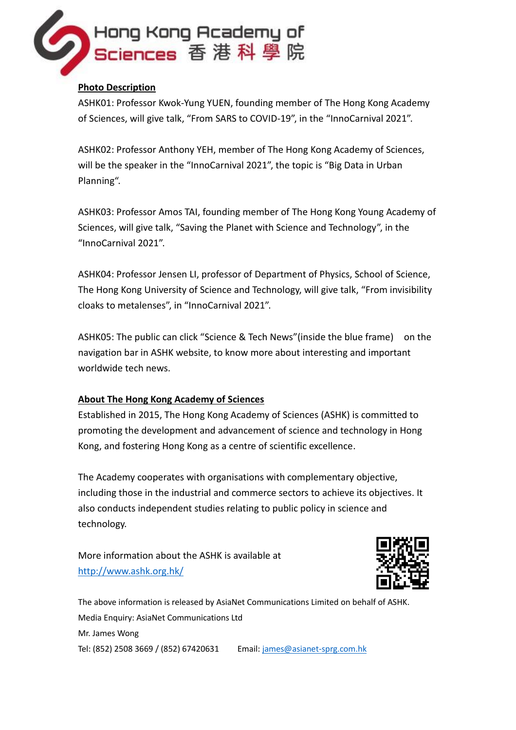Hong Kong Academy of Sciences 香港科學院

**Photo Description**

ASHK01: Professor Kwok-Yung YUEN, founding member of The Hong Kong Academy of Sciences, will give talk, “From SARS to COVID-19”, in the “InnoCarnival 2021”.

ASHK02: Professor Anthony YEH, member of The Hong Kong Academy of Sciences, will be the speaker in the “InnoCarnival 2021”, the topic is “Big Data in Urban Planning“.

ASHK03: Professor Amos TAI, founding member of The Hong Kong Young Academy of Sciences, will give talk, “Saving the Planet with Science and Technology”, in the “InnoCarnival 2021”.

ASHK04: Professor Jensen LI, professor of Department of Physics, School of Science, The Hong Kong University of Science and Technology, will give talk, “From invisibility cloaks to metalenses”, in “InnoCarnival 2021”.

ASHK05: The public can click “Science & Tech News”(inside the blue frame) on the navigation bar in ASHK website, to know more about interesting and important worldwide tech news.

**About The Hong Kong Academy of Sciences**

Established in 2015, The Hong Kong Academy of Sciences (ASHK) is committed to promoting the development and advancement of science and technology in Hong Kong, and fostering Hong Kong as a centre of scientific excellence.

The Academy cooperates with organisations with complementary objective, including those in the industrial and commerce sectors to achieve its objectives. It also conducts independent studies relating to public policy in science and technology.

More information about the ASHK is available at
http://www.ashk.org.hk/

The above information is released by AsiaNet Communications Limited on behalf of ASHK.
Media Enquiry: AsiaNet Communications Ltd
Mr. James Wong
Tel: (852) 2508 3669 / (852) 67420631 Email: james@asianet-sprg.com.hk